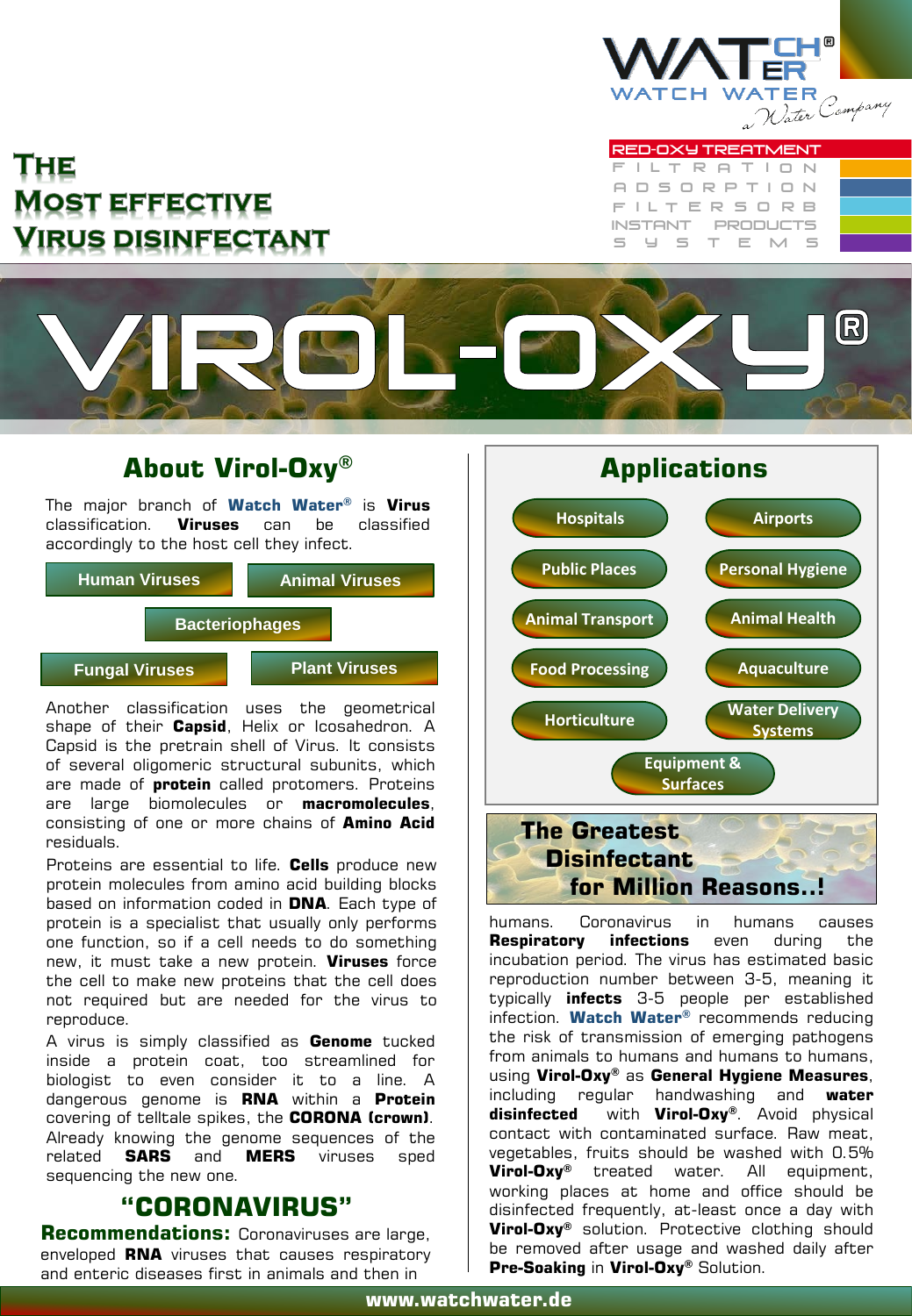# The Most effective Virus disinfectant

WATCH WATER — a Water Company

RED-OXY TREATMENT
FILTRATION
ADSORPTION
FILTERSORB
INSTANT PRODUCTS
SYSTEMS

# VIROL-OXY®

## About Virol-Oxy®

The major branch of **Watch Water®** is **Virus** classification. **Viruses** can be classified accordingly to the host cell they infect.

- Human Viruses
- Animal Viruses
- Bacteriophages
- Fungal Viruses
- Plant Viruses

Another classification uses the geometrical shape of their **Capsid**, Helix or Icosahedron. A Capsid is the pretrain shell of Virus. It consists of several oligomeric structural subunits, which are made of **protein** called protomers. Proteins are large biomolecules or **macromolecules**, consisting of one or more chains of **Amino Acid** residuals.

Proteins are essential to life. **Cells** produce new protein molecules from amino acid building blocks based on information coded in **DNA**. Each type of protein is a specialist that usually only performs one function, so if a cell needs to do something new, it must take a new protein. **Viruses** force the cell to make new proteins that the cell does not required but are needed for the virus to reproduce.

A virus is simply classified as **Genome** tucked inside a protein coat, too streamlined for biologist to even consider it to a line. A dangerous genome is **RNA** within a **Protein** covering of telltale spikes, the **CORONA (crown)**. Already knowing the genome sequences of the related **SARS** and **MERS** viruses sped sequencing the new one.

## "CORONAVIRUS"

**Recommendations:** Coronaviruses are large, enveloped **RNA** viruses that causes respiratory and enteric diseases first in animals and then in humans. Coronavirus in humans causes **Respiratory infections** even during the incubation period. The virus has estimated basic reproduction number between 3-5, meaning it typically **infects** 3-5 people per established infection. **Watch Water®** recommends reducing the risk of transmission of emerging pathogens from animals to humans and humans to humans, using **Virol-Oxy®** as **General Hygiene Measures**, including regular handwashing and **water disinfected** with **Virol-Oxy®**. Avoid physical contact with contaminated surface. Raw meat, vegetables, fruits should be washed with 0.5% **Virol-Oxy®** treated water. All equipment, working places at home and office should be disinfected frequently, at-least once a day with **Virol-Oxy®** solution. Protective clothing should be removed after usage and washed daily after **Pre-Soaking** in **Virol-Oxy®** Solution.

## Applications

- Hospitals
- Airports
- Public Places
- Personal Hygiene
- Animal Transport
- Animal Health
- Food Processing
- Aquaculture
- Horticulture
- Water Delivery Systems
- Equipment & Surfaces

**The Greatest Disinfectant for Million Reasons..!**

www.watchwater.de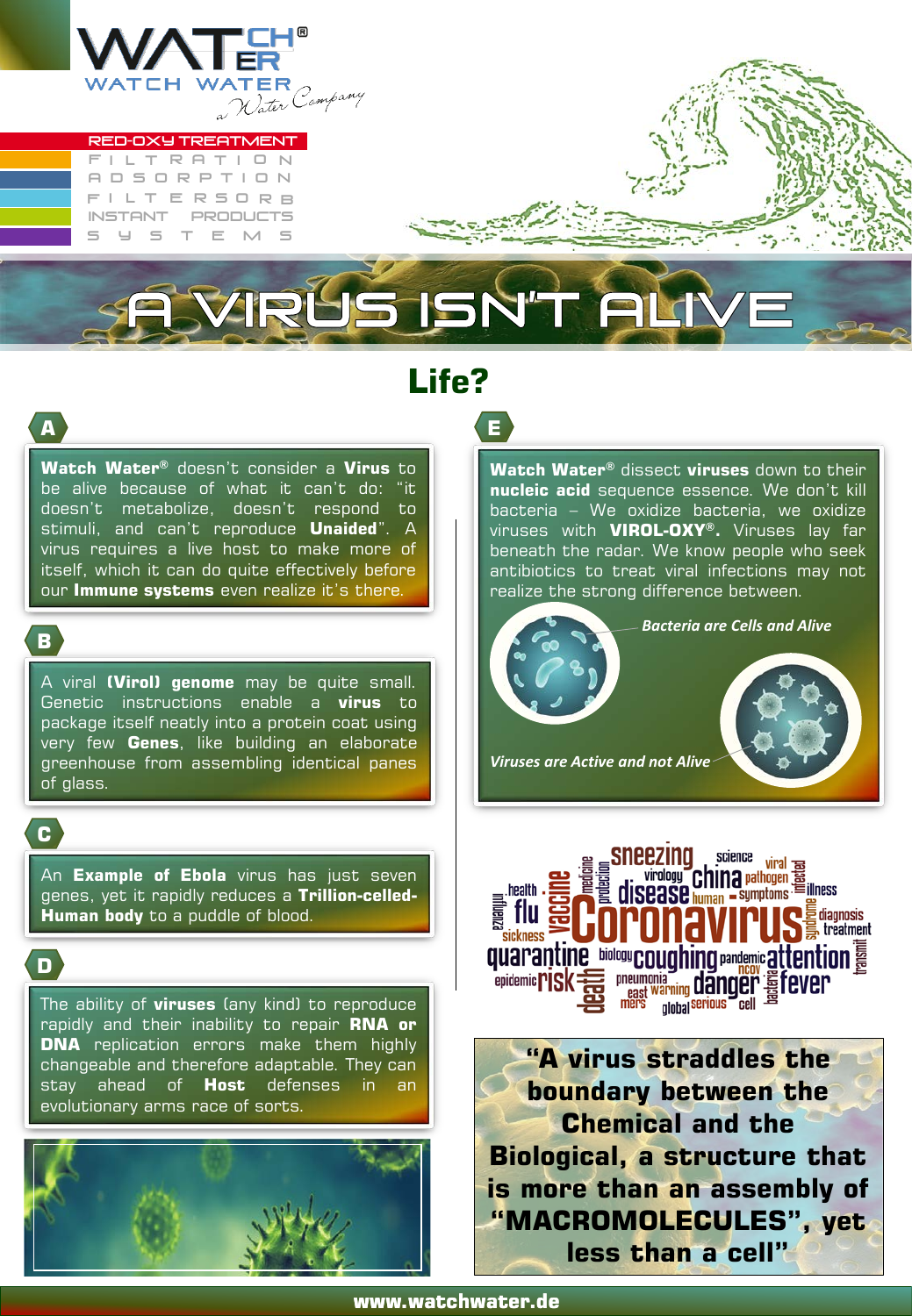# WATCH WATER®

WATCH WATER
a Water Company

RED-OXY TREATMENT
FILTRATION
ADSORPTION
FILTERSORB
INSTANT PRODUCTS
SYSTEMS

# A VIRUS ISN'T ALIVE

## Life?

**A**

**Watch Water®** doesn't consider a **Virus** to be alive because of what it can't do: "it doesn't metabolize, doesn't respond to stimuli, and can't reproduce **Unaided**". A virus requires a live host to make more of itself, which it can do quite effectively before our **Immune systems** even realize it's there.

**B**

A viral **(Virol) genome** may be quite small. Genetic instructions enable a **virus** to package itself neatly into a protein coat using very few **Genes**, like building an elaborate greenhouse from assembling identical panes of glass.

**C**

An **Example of Ebola** virus has just seven genes, yet it rapidly reduces a **Trillion-celled-Human body** to a puddle of blood.

**D**

The ability of **viruses** (any kind) to reproduce rapidly and their inability to repair **RNA or DNA** replication errors make them highly changeable and therefore adaptable. They can stay ahead of **Host** defenses in an evolutionary arms race of sorts.

**E**

**Watch Water®** dissect **viruses** down to their **nucleic acid** sequence essence. We don't kill bacteria – We oxidize bacteria, we oxidize viruses with **VIROL-OXY®.** Viruses lay far beneath the radar. We know people who seek antibiotics to treat viral infections may not realize the strong difference between.

***Bacteria are Cells and Alive***

***Viruses are Active and not Alive***

sneezing science viral virology china pathogen infected health disease human symptoms illness influenza flu vaccine medicine protection Coronavirus syndrome diagnosis treatment sickness quarantine biology coughing pandemic attention transmit epidemic risk death pneumonia east mers warning ncov danger fever bacteria global serious cell

**"A virus straddles the boundary between the Chemical and the Biological, a structure that is more than an assembly of "MACROMOLECULES", yet less than a cell"**

**www.watchwater.de**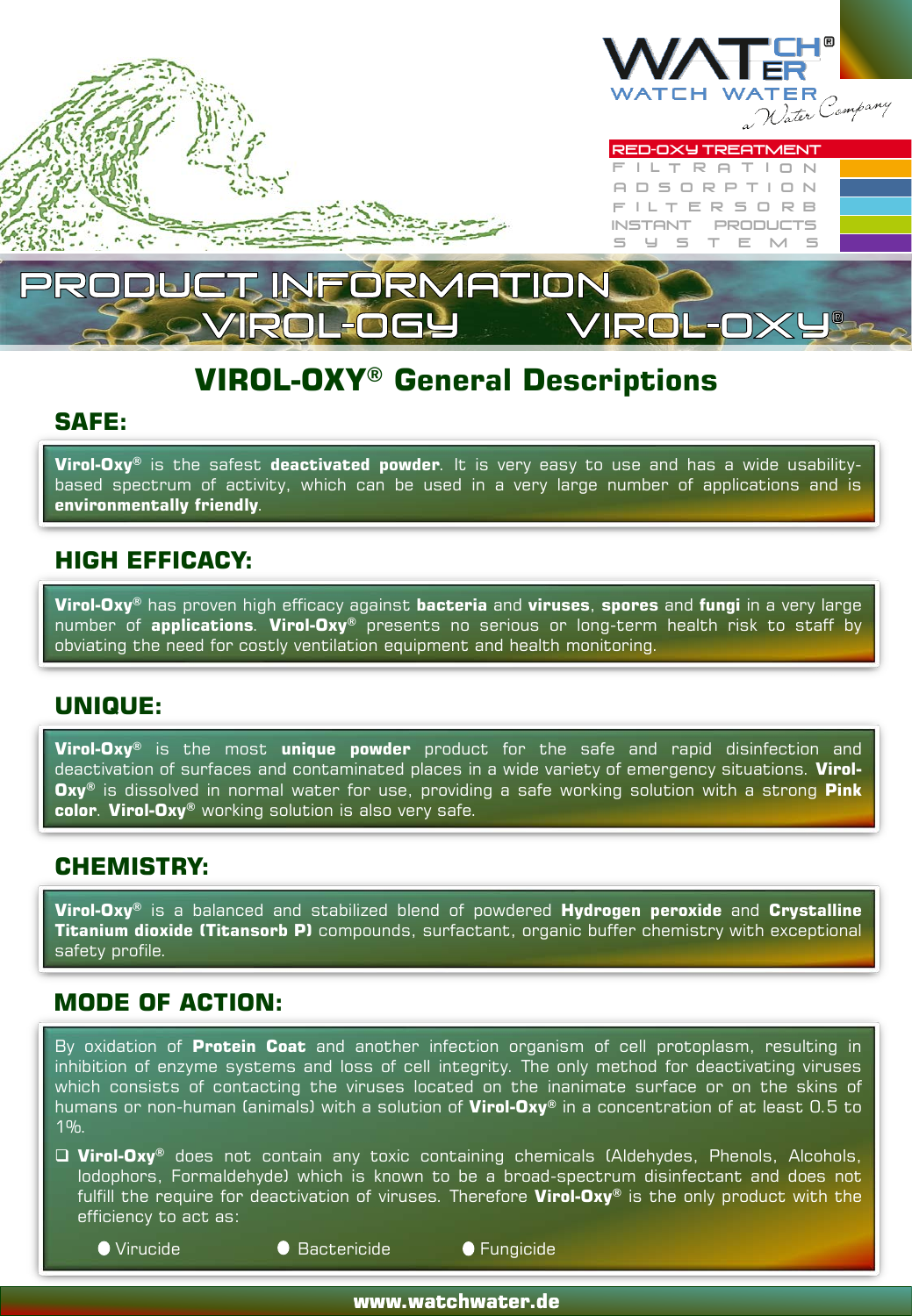WATCHER®

WATCH WATER

a Water Company

RED-OXY TREATMENT

FILTRATION

ADSORPTION

FILTERSORB

INSTANT PRODUCTS

SYSTEMS

# PRODUCT INFORMATION

VIROL-OGY VIROL-OXY®

## VIROL-OXY® General Descriptions

### SAFE:

**Virol-Oxy®** is the safest **deactivated powder**. It is very easy to use and has a wide usability-based spectrum of activity, which can be used in a very large number of applications and is **environmentally friendly**.

### HIGH EFFICACY:

**Virol-Oxy®** has proven high efficacy against **bacteria** and **viruses**, **spores** and **fungi** in a very large number of **applications**. **Virol-Oxy®** presents no serious or long-term health risk to staff by obviating the need for costly ventilation equipment and health monitoring.

### UNIQUE:

**Virol-Oxy®** is the most **unique powder** product for the safe and rapid disinfection and deactivation of surfaces and contaminated places in a wide variety of emergency situations. **Virol-Oxy®** is dissolved in normal water for use, providing a safe working solution with a strong **Pink color**. **Virol-Oxy®** working solution is also very safe.

### CHEMISTRY:

**Virol-Oxy®** is a balanced and stabilized blend of powdered **Hydrogen peroxide** and **Crystalline Titanium dioxide (Titansorb P)** compounds, surfactant, organic buffer chemistry with exceptional safety profile.

### MODE OF ACTION:

By oxidation of **Protein Coat** and another infection organism of cell protoplasm, resulting in inhibition of enzyme systems and loss of cell integrity. The only method for deactivating viruses which consists of contacting the viruses located on the inanimate surface or on the skins of humans or non-human (animals) with a solution of **Virol-Oxy®** in a concentration of at least 0.5 to 1%.

- **Virol-Oxy®** does not contain any toxic containing chemicals (Aldehydes, Phenols, Alcohols, Iodophors, Formaldehyde) which is known to be a broad-spectrum disinfectant and does not fulfill the require for deactivation of viruses. Therefore **Virol-Oxy®** is the only product with the efficiency to act as:
  - Virucide
  - Bactericide
  - Fungicide

www.watchwater.de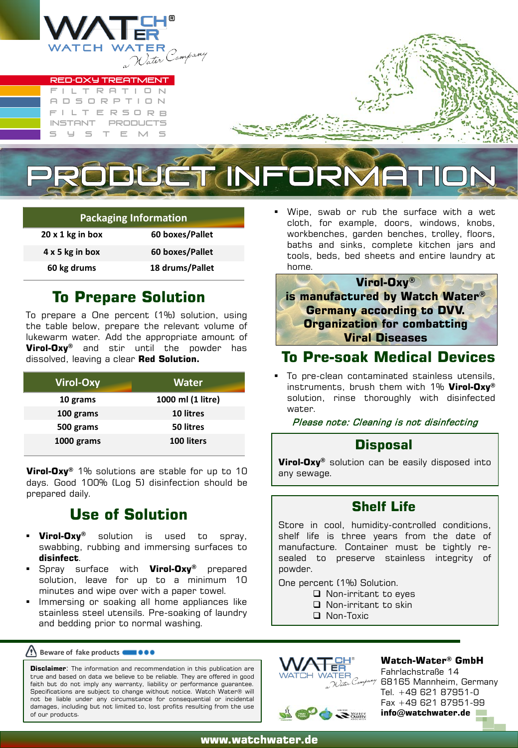WATCH WATER

a Water Company

RED-OXY TREATMENT

FILTRATION

ADSORPTION

FILTERSORB

INSTANT PRODUCTS

SYSTEMS

# PRODUCT INFORMATION

| Packaging Information | |
|---|---|
| 20 x 1 kg in box | 60 boxes/Pallet |
| 4 x 5 kg in box | 60 boxes/Pallet |
| 60 kg drums | 18 drums/Pallet |

## To Prepare Solution

To prepare a One percent (1%) solution, using the table below, prepare the relevant volume of lukewarm water. Add the appropriate amount of **Virol-Oxy®** and stir until the powder has dissolved, leaving a clear **Red Solution.**

| Virol-Oxy | Water |
|---|---|
| 10 grams | 1000 ml (1 litre) |
| 100 grams | 10 litres |
| 500 grams | 50 litres |
| 1000 grams | 100 liters |

**Virol-Oxy®** 1% solutions are stable for up to 10 days. Good 100% (Log 5) disinfection should be prepared daily.

## Use of Solution

- **Virol-Oxy®** solution is used to spray, swabbing, rubbing and immersing surfaces to **disinfect**.
- Spray surface with **Virol-Oxy®** prepared solution, leave for up to a minimum 10 minutes and wipe over with a paper towel.
- Immersing or soaking all home appliances like stainless steel utensils. Pre-soaking of laundry and bedding prior to normal washing.
- Wipe, swab or rub the surface with a wet cloth, for example, doors, windows, knobs, workbenches, garden benches, trolley, floors, baths and sinks, complete kitchen jars and tools, beds, bed sheets and entire laundry at home.

**Virol-Oxy®**
**is manufactured by Watch Water®**
**Germany according to DVV.**
**Organization for combatting**
**Viral Diseases**

## To Pre-soak Medical Devices

- To pre-clean contaminated stainless utensils, instruments, brush them with 1% **Virol-Oxy®** solution, rinse thoroughly with disinfected water.

*Please note: Cleaning is not disinfecting*

## Disposal

**Virol-Oxy®** solution can be easily disposed into any sewage.

## Shelf Life

Store in cool, humidity-controlled conditions, shelf life is three years from the date of manufacture. Container must be tightly re-sealed to preserve stainless integrity of powder.

One percent (1%) Solution.

- ❑ Non-irritant to eyes
- ❑ Non-irritant to skin
- ❑ Non-Toxic

Beware of fake products

**Disclaimer**: The information and recommendation in this publication are true and based on data we believe to be reliable. They are offered in good faith but do not imply any warranty, liability or performance guarantee. Specifications are subject to change without notice. Watch Water® will not be liable under any circumstance for consequential or incidental damages, including but not limited to, lost profits resulting from the use of our products.

**Watch-Water® GmbH**
Fahrlachstraße 14
68165 Mannheim, Germany
Tel. +49 621 87951-0
Fax +49 621 87951-99
**info@watchwater.de**

**www.watchwater.de**